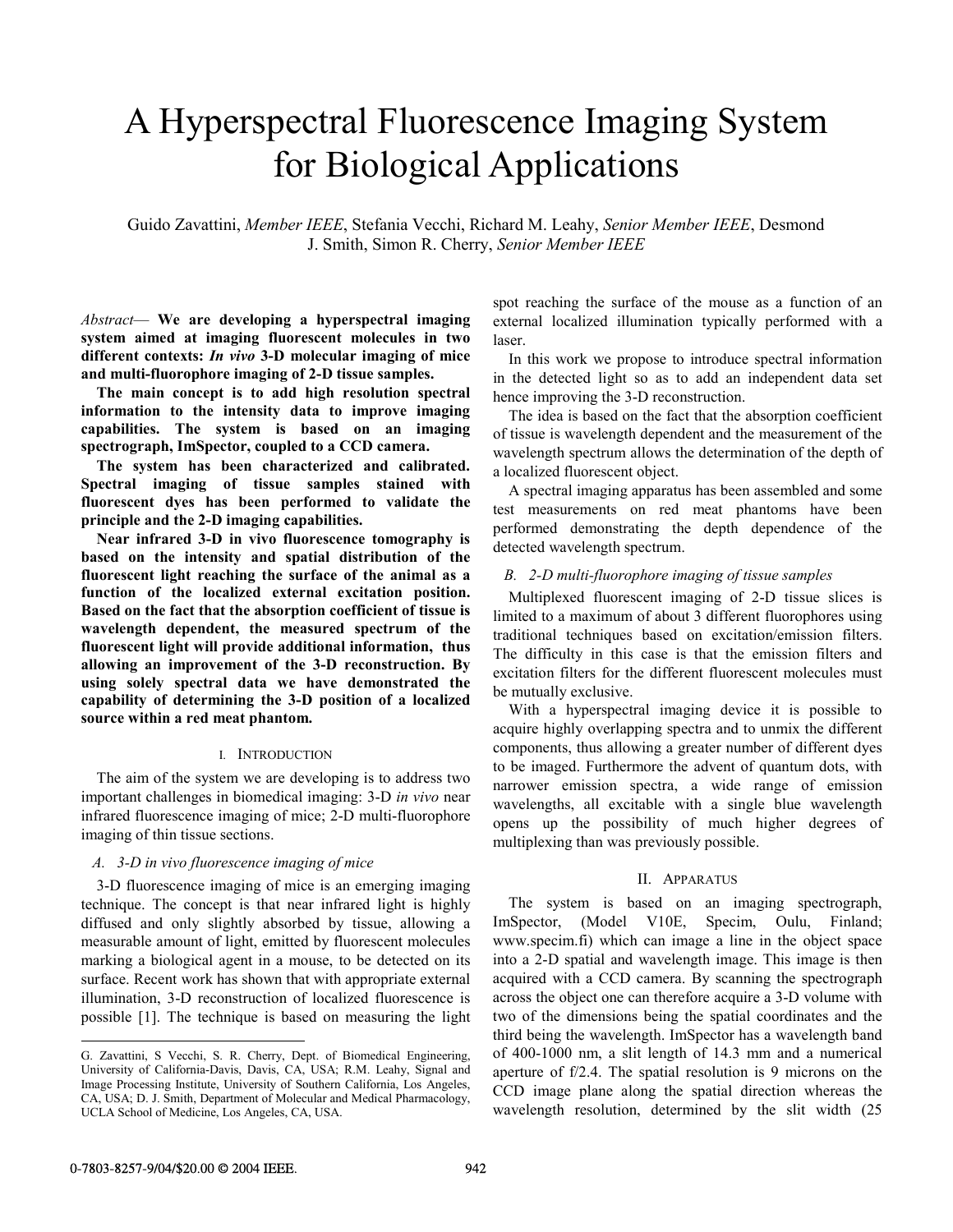# A Hyperspectral Fluorescence Imaging System for Biological Applications

Guido Zavattini, *Member IEEE*, Stefania Vecchi, Richard M. Leahy, *Senior Member IEEE*, Desmond J. Smith, Simon R. Cherry, *Senior Member IEEE*

*Abstract*— **We are developing a hyperspectral imaging system aimed at imaging fluorescent molecules in two different contexts: *In vivo* 3-D molecular imaging of mice and multi-fluorophore imaging of 2-D tissue samples.**

**The main concept is to add high resolution spectral information to the intensity data to improve imaging capabilities. The system is based on an imaging spectrograph, ImSpector, coupled to a CCD camera.**

**The system has been characterized and calibrated. Spectral imaging of tissue samples stained with fluorescent dyes has been performed to validate the principle and the 2-D imaging capabilities.**

**Near infrared 3-D in vivo fluorescence tomography is based on the intensity and spatial distribution of the fluorescent light reaching the surface of the animal as a function of the localized external excitation position. Based on the fact that the absorption coefficient of tissue is wavelength dependent, the measured spectrum of the fluorescent light will provide additional information, thus allowing an improvement of the 3-D reconstruction. By using solely spectral data we have demonstrated the capability of determining the 3-D position of a localized source within a red meat phantom.**

## I. Introduction

The aim of the system we are developing is to address two important challenges in biomedical imaging: 3-D *in vivo* near infrared fluorescence imaging of mice; 2-D multi-fluorophore imaging of thin tissue sections.

### A. 3-D in vivo fluorescence imaging of mice

3-D fluorescence imaging of mice is an emerging imaging technique. The concept is that near infrared light is highly diffused and only slightly absorbed by tissue, allowing a measurable amount of light, emitted by fluorescent molecules marking a biological agent in a mouse, to be detected on its surface. Recent work has shown that with appropriate external illumination, 3-D reconstruction of localized fluorescence is possible [1]. The technique is based on measuring the light spot reaching the surface of the mouse as a function of an external localized illumination typically performed with a laser.

In this work we propose to introduce spectral information in the detected light so as to add an independent data set hence improving the 3-D reconstruction.

The idea is based on the fact that the absorption coefficient of tissue is wavelength dependent and the measurement of the wavelength spectrum allows the determination of the depth of a localized fluorescent object.

A spectral imaging apparatus has been assembled and some test measurements on red meat phantoms have been performed demonstrating the depth dependence of the detected wavelength spectrum.

### B. 2-D multi-fluorophore imaging of tissue samples

Multiplexed fluorescent imaging of 2-D tissue slices is limited to a maximum of about 3 different fluorophores using traditional techniques based on excitation/emission filters. The difficulty in this case is that the emission filters and excitation filters for the different fluorescent molecules must be mutually exclusive.

With a hyperspectral imaging device it is possible to acquire highly overlapping spectra and to unmix the different components, thus allowing a greater number of different dyes to be imaged. Furthermore the advent of quantum dots, with narrower emission spectra, a wide range of emission wavelengths, all excitable with a single blue wavelength opens up the possibility of much higher degrees of multiplexing than was previously possible.

## II. Apparatus

The system is based on an imaging spectrograph, ImSpector, (Model V10E, Specim, Oulu, Finland; www.specim.fi) which can image a line in the object space into a 2-D spatial and wavelength image. This image is then acquired with a CCD camera. By scanning the spectrograph across the object one can therefore acquire a 3-D volume with two of the dimensions being the spatial coordinates and the third being the wavelength. ImSpector has a wavelength band of 400-1000 nm, a slit length of 14.3 mm and a numerical aperture of f/2.4. The spatial resolution is 9 microns on the CCD image plane along the spatial direction whereas the wavelength resolution, determined by the slit width (25

---

G. Zavattini, S Vecchi, S. R. Cherry, Dept. of Biomedical Engineering, University of California-Davis, Davis, CA, USA; R.M. Leahy, Signal and Image Processing Institute, University of Southern California, Los Angeles, CA, USA; D. J. Smith, Department of Molecular and Medical Pharmacology, UCLA School of Medicine, Los Angeles, CA, USA.

0-7803-8257-9/04/$20.00 © 2004 IEEE.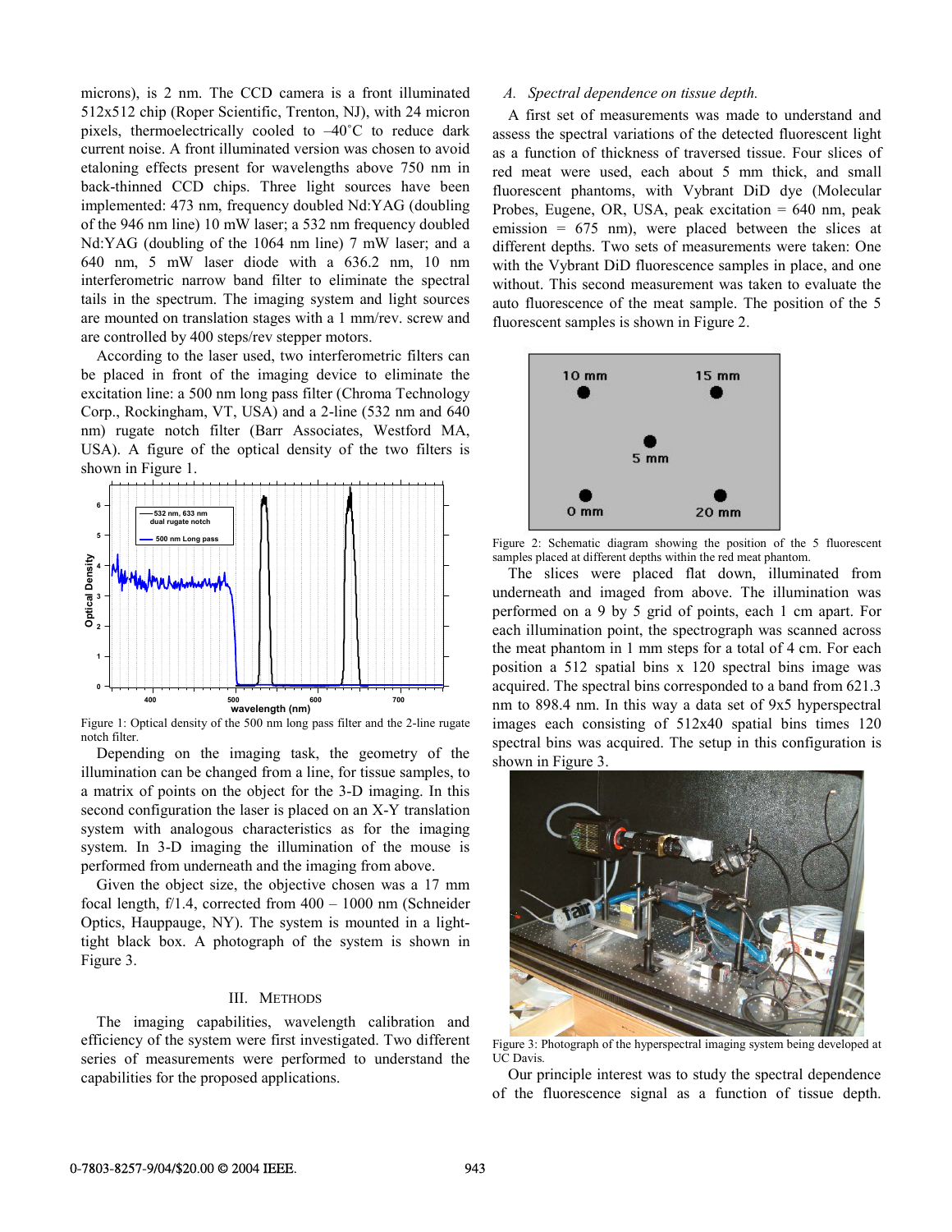microns), is 2 nm. The CCD camera is a front illuminated 512x512 chip (Roper Scientific, Trenton, NJ), with 24 micron pixels, thermoelectrically cooled to –40˚C to reduce dark current noise. A front illuminated version was chosen to avoid etaloning effects present for wavelengths above 750 nm in back-thinned CCD chips. Three light sources have been implemented: 473 nm, frequency doubled Nd:YAG (doubling of the 946 nm line) 10 mW laser; a 532 nm frequency doubled Nd:YAG (doubling of the 1064 nm line) 7 mW laser; and a 640 nm, 5 mW laser diode with a 636.2 nm, 10 nm interferometric narrow band filter to eliminate the spectral tails in the spectrum. The imaging system and light sources are mounted on translation stages with a 1 mm/rev. screw and are controlled by 400 steps/rev stepper motors.

According to the laser used, two interferometric filters can be placed in front of the imaging device to eliminate the excitation line: a 500 nm long pass filter (Chroma Technology Corp., Rockingham, VT, USA) and a 2-line (532 nm and 640 nm) rugate notch filter (Barr Associates, Westford MA, USA). A figure of the optical density of the two filters is shown in Figure 1.

Figure 1: Optical density of the 500 nm long pass filter and the 2-line rugate notch filter.

Depending on the imaging task, the geometry of the illumination can be changed from a line, for tissue samples, to a matrix of points on the object for the 3-D imaging. In this second configuration the laser is placed on an X-Y translation system with analogous characteristics as for the imaging system. In 3-D imaging the illumination of the mouse is performed from underneath and the imaging from above.

Given the object size, the objective chosen was a 17 mm focal length, f/1.4, corrected from 400 – 1000 nm (Schneider Optics, Hauppauge, NY). The system is mounted in a light-tight black box. A photograph of the system is shown in Figure 3.

## III. Methods

The imaging capabilities, wavelength calibration and efficiency of the system were first investigated. Two different series of measurements were performed to understand the capabilities for the proposed applications.

### *A. Spectral dependence on tissue depth.*

A first set of measurements was made to understand and assess the spectral variations of the detected fluorescent light as a function of thickness of traversed tissue. Four slices of red meat were used, each about 5 mm thick, and small fluorescent phantoms, with Vybrant DiD dye (Molecular Probes, Eugene, OR, USA, peak excitation = 640 nm, peak emission = 675 nm), were placed between the slices at different depths. Two sets of measurements were taken: One with the Vybrant DiD fluorescence samples in place, and one without. This second measurement was taken to evaluate the auto fluorescence of the meat sample. The position of the 5 fluorescent samples is shown in Figure 2.

Figure 2: Schematic diagram showing the position of the 5 fluorescent samples placed at different depths within the red meat phantom.

The slices were placed flat down, illuminated from underneath and imaged from above. The illumination was performed on a 9 by 5 grid of points, each 1 cm apart. For each illumination point, the spectrograph was scanned across the meat phantom in 1 mm steps for a total of 4 cm. For each position a 512 spatial bins x 120 spectral bins image was acquired. The spectral bins corresponded to a band from 621.3 nm to 898.4 nm. In this way a data set of 9x5 hyperspectral images each consisting of 512x40 spatial bins times 120 spectral bins was acquired. The setup in this configuration is shown in Figure 3.

Figure 3: Photograph of the hyperspectral imaging system being developed at UC Davis.

Our principle interest was to study the spectral dependence of the fluorescence signal as a function of tissue depth.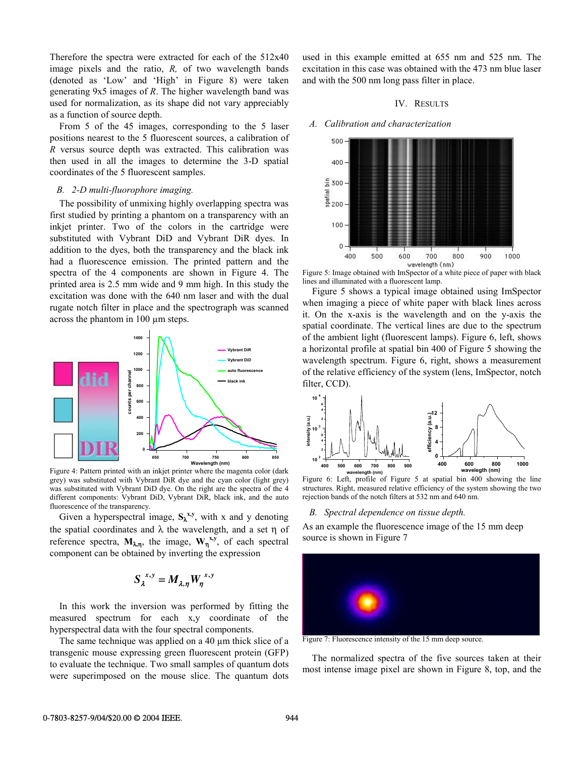Therefore the spectra were extracted for each of the 512x40 image pixels and the ratio, *R,* of two wavelength bands (denoted as 'Low' and 'High' in Figure 8) were taken generating 9x5 images of *R*. The higher wavelength band was used for normalization, as its shape did not vary appreciably as a function of source depth.

From 5 of the 45 images, corresponding to the 5 laser positions nearest to the 5 fluorescent sources, a calibration of *R* versus source depth was extracted. This calibration was then used in all the images to determine the 3-D spatial coordinates of the 5 fluorescent samples.

### *B. 2-D multi-fluorophore imaging.*

The possibility of unmixing highly overlapping spectra was first studied by printing a phantom on a transparency with an inkjet printer. Two of the colors in the cartridge were substituted with Vybrant DiD and Vybrant DiR dyes. In addition to the dyes, both the transparency and the black ink had a fluorescence emission. The printed pattern and the spectra of the 4 components are shown in Figure 4. The printed area is 2.5 mm wide and 9 mm high. In this study the excitation was done with the 640 nm laser and with the dual rugate notch filter in place and the spectrograph was scanned across the phantom in 100 µm steps.

Figure 4: Pattern printed with an inkjet printer where the magenta color (dark grey) was substituted with Vybrant DiR dye and the cyan color (light grey) was substituted with Vybrant DiD dye. On the right are the spectra of the 4 different components: Vybrant DiD, Vybrant DiR, black ink, and the auto fluorescence of the transparency.

Given a hyperspectral image, $\mathbf{S}_\lambda^{x,y}$, with x and y denoting the spatial coordinates and λ the wavelength, and a set η of reference spectra, $\mathbf{M}_{\lambda,\eta}$, the image, $\mathbf{W}_\eta^{x,y}$, of each spectral component can be obtained by inverting the expression

$$S_\lambda^{x,y} = M_{\lambda,\eta} W_\eta^{x,y}$$

In this work the inversion was performed by fitting the measured spectrum for each x,y coordinate of the hyperspectral data with the four spectral components.

The same technique was applied on a 40 µm thick slice of a transgenic mouse expressing green fluorescent protein (GFP) to evaluate the technique. Two small samples of quantum dots were superimposed on the mouse slice. The quantum dots used in this example emitted at 655 nm and 525 nm. The excitation in this case was obtained with the 473 nm blue laser and with the 500 nm long pass filter in place.

## IV. Results

### *A. Calibration and characterization*

Figure 5: Image obtained with ImSpector of a white piece of paper with black lines and illuminated with a fluorescent lamp.

Figure 5 shows a typical image obtained using ImSpector when imaging a piece of white paper with black lines across it. On the x-axis is the wavelength and on the y-axis the spatial coordinate. The vertical lines are due to the spectrum of the ambient light (fluorescent lamps). Figure 6, left, shows a horizontal profile at spatial bin 400 of Figure 5 showing the wavelength spectrum. Figure 6, right, shows a measurement of the relative efficiency of the system (lens, ImSpector, notch filter, CCD).

Figure 6: Left, profile of Figure 5 at spatial bin 400 showing the line structures. Right, measured relative efficiency of the system showing the two rejection bands of the notch filters at 532 nm and 640 nm.

### *B. Spectral dependence on tissue depth.*

As an example the fluorescence image of the 15 mm deep source is shown in Figure 7

Figure 7: Fluorescence intensity of the 15 mm deep source.

The normalized spectra of the five sources taken at their most intense image pixel are shown in Figure 8, top, and the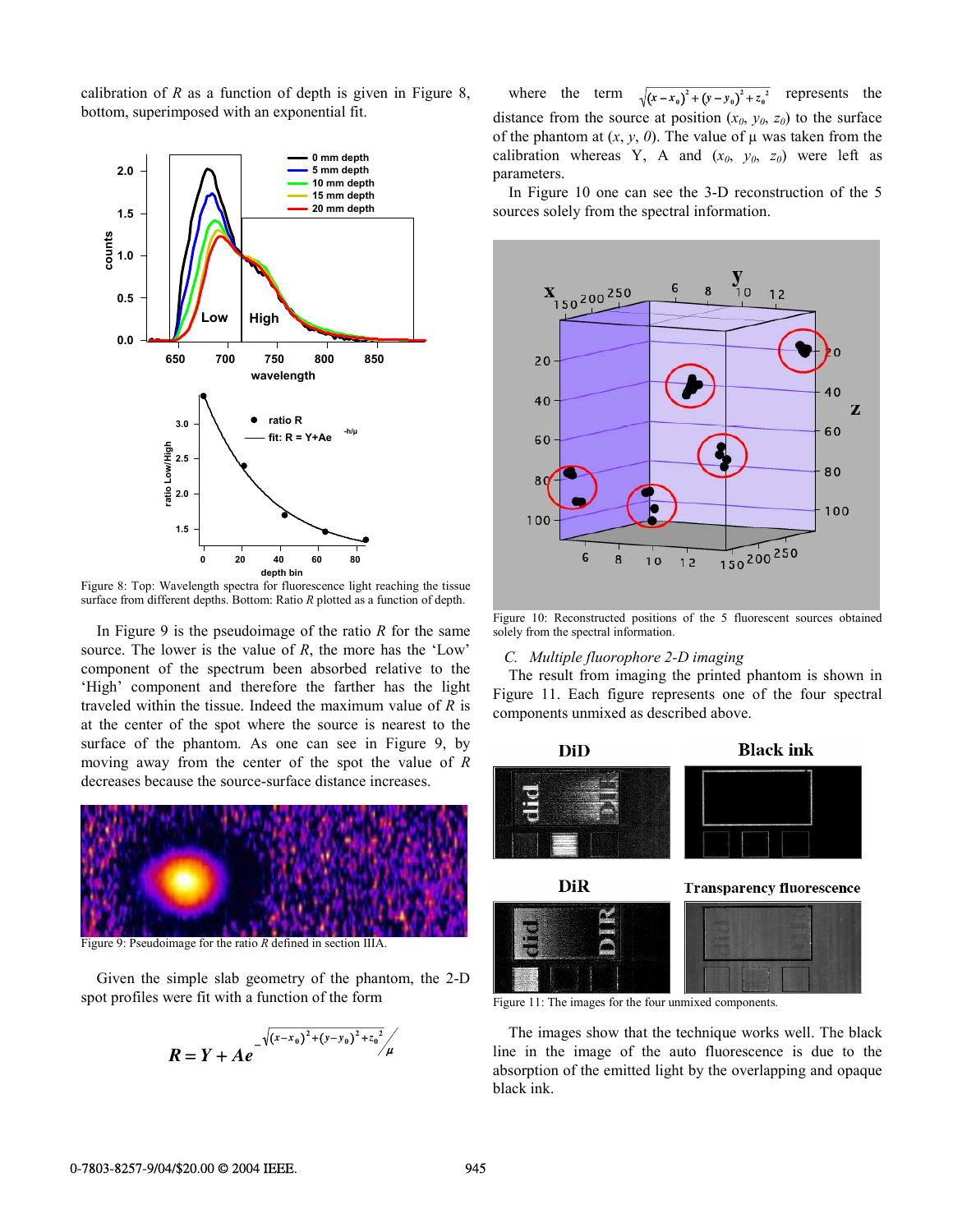calibration of $R$ as a function of depth is given in Figure 8, bottom, superimposed with an exponential fit.

Figure 8: Top: Wavelength spectra for fluorescence light reaching the tissue surface from different depths. Bottom: Ratio $R$ plotted as a function of depth.

In Figure 9 is the pseudoimage of the ratio $R$ for the same source. The lower is the value of $R$, the more has the 'Low' component of the spectrum been absorbed relative to the 'High' component and therefore the farther has the light traveled within the tissue. Indeed the maximum value of $R$ is at the center of the spot where the source is nearest to the surface of the phantom. As one can see in Figure 9, by moving away from the center of the spot the value of $R$ decreases because the source-surface distance increases.

Figure 9: Pseudoimage for the ratio $R$ defined in section IIIA.

Given the simple slab geometry of the phantom, the 2-D spot profiles were fit with a function of the form

$$R = Y + Ae^{-\sqrt{(x-x_0)^2+(y-y_0)^2+z_0^2}/\mu}$$

where the term $\sqrt{(x-x_0)^2+(y-y_0)^2+z_0^2}$ represents the distance from the source at position ($x_0$, $y_0$, $z_0$) to the surface of the phantom at ($x$, $y$, $0$). The value of $\mu$ was taken from the calibration whereas Y, A and ($x_0$, $y_0$, $z_0$) were left as parameters.

In Figure 10 one can see the 3-D reconstruction of the 5 sources solely from the spectral information.

Figure 10: Reconstructed positions of the 5 fluorescent sources obtained solely from the spectral information.

### *C. Multiple fluorophore 2-D imaging*

The result from imaging the printed phantom is shown in Figure 11. Each figure represents one of the four spectral components unmixed as described above.

Figure 11: The images for the four unmixed components.

The images show that the technique works well. The black line in the image of the auto fluorescence is due to the absorption of the emitted light by the overlapping and opaque black ink.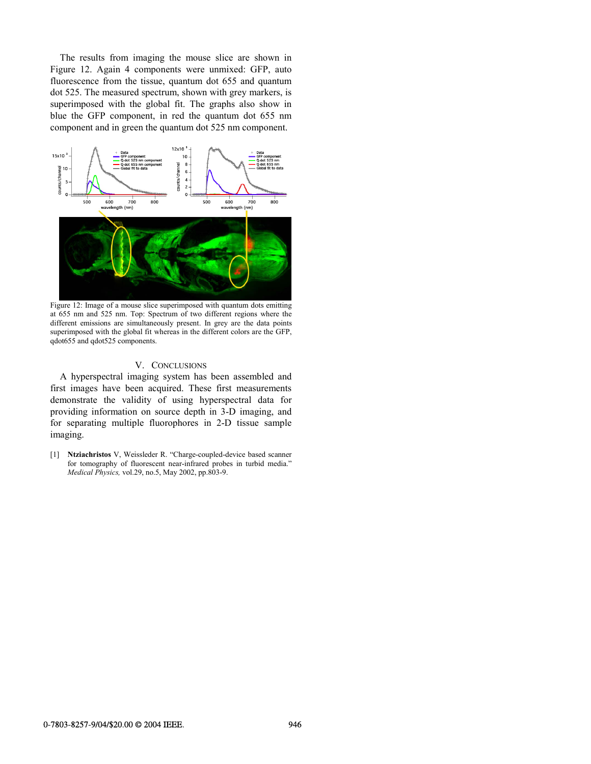The results from imaging the mouse slice are shown in Figure 12. Again 4 components were unmixed: GFP, auto fluorescence from the tissue, quantum dot 655 and quantum dot 525. The measured spectrum, shown with grey markers, is superimposed with the global fit. The graphs also show in blue the GFP component, in red the quantum dot 655 nm component and in green the quantum dot 525 nm component.

15x10 ³

counts/channel

10

5

0

500 600 700 800

wavelength (nm)

Data
GFP component
Q-dot 525 nm component
Q-dot 655 nm component
Global fit to data

12x10 ³

counts/channel

10

8

6

4

2

0

500 600 700 800

wavelength (nm)

Data
GFP component
Q-dot 525 nm
Q-dot 655 nm
Global fit to data

Figure 12: Image of a mouse slice superimposed with quantum dots emitting at 655 nm and 525 nm. Top: Spectrum of two different regions where the different emissions are simultaneously present. In grey are the data points superimposed with the global fit whereas in the different colors are the GFP, qdot655 and qdot525 components.

## V. Conclusions

A hyperspectral imaging system has been assembled and first images have been acquired. These first measurements demonstrate the validity of using hyperspectral data for providing information on source depth in 3-D imaging, and for separating multiple fluorophores in 2-D tissue sample imaging.

[1] **Ntziachristos** V, Weissleder R. "Charge-coupled-device based scanner for tomography of fluorescent near-infrared probes in turbid media." *Medical Physics,* vol.29, no.5, May 2002, pp.803-9.

0-7803-8257-9/04/$20.00 © 2004 IEEE.